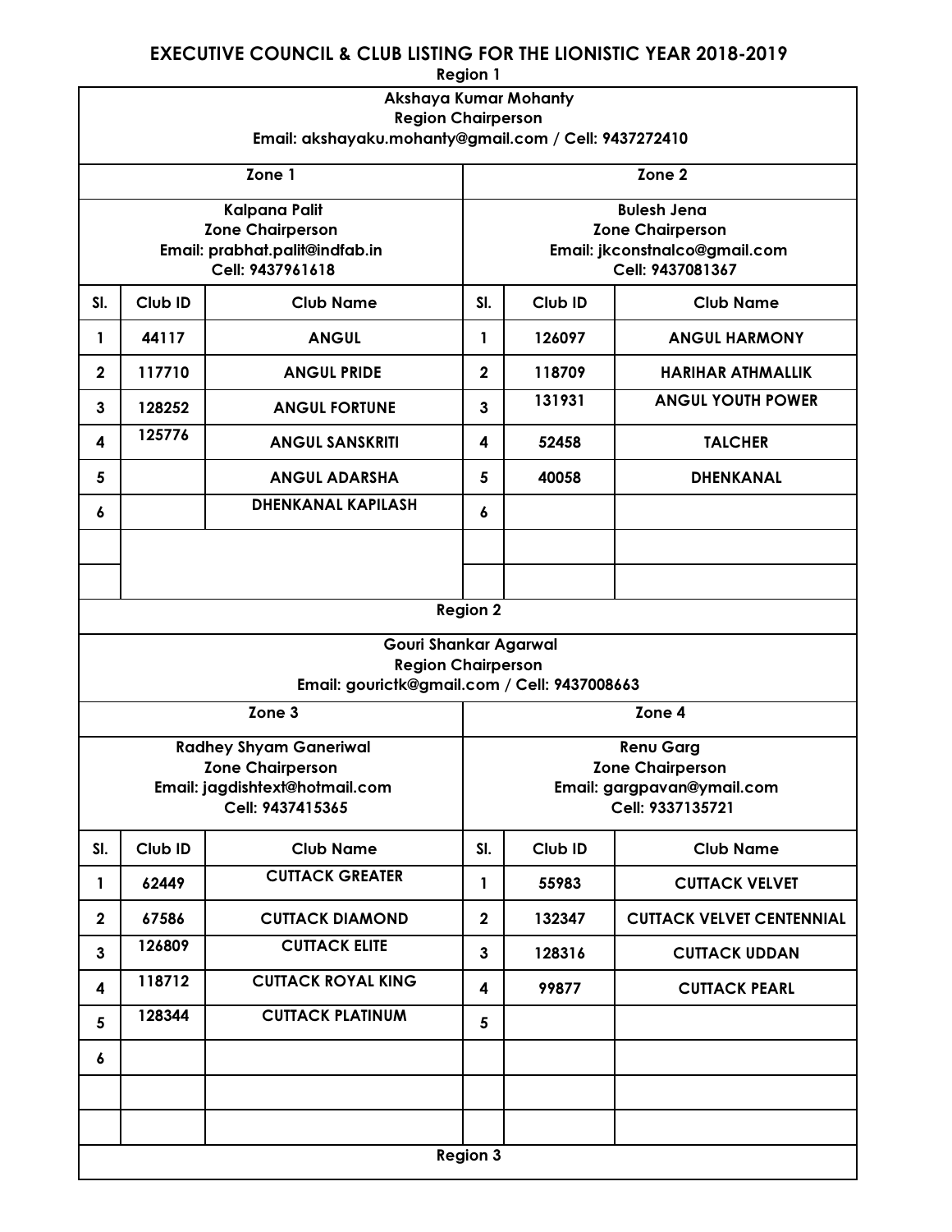# EXECUTIVE COUNCIL & CLUB LISTING FOR THE LIONISTIC YEAR 2018-2019

## Region 1

**Akshaya Kumar Mohanty**
**Region Chairperson**
**Email: akshayaku.mohanty@gmail.com / Cell: 9437272410**

| Zone 1 | | | Zone 2 | | |
|---|---|---|---|---|---|
| **Kalpana Palit**<br>**Zone Chairperson**<br>**Email: prabhat.palit@indfab.in**<br>**Cell: 9437961618** | | | **Bulesh Jena**<br>**Zone Chairperson**<br>**Email: jkconstnalco@gmail.com**<br>**Cell: 9437081367** | | |
| **Sl.** | **Club ID** | **Club Name** | **Sl.** | **Club ID** | **Club Name** |
| 1 | 44117 | ANGUL | 1 | 126097 | ANGUL HARMONY |
| 2 | 117710 | ANGUL PRIDE | 2 | 118709 | HARIHAR ATHMALLIK |
| 3 | 128252 | ANGUL FORTUNE | 3 | 131931 | ANGUL YOUTH POWER |
| 4 | 125776 | ANGUL SANSKRITI | 4 | 52458 | TALCHER |
| 5 | | ANGUL ADARSHA | 5 | 40058 | DHENKANAL |
| 6 | | DHENKANAL KAPILASH | 6 | | |
| | | | | | |
| | | | | | |

## Region 2

**Gouri Shankar Agarwal**
**Region Chairperson**
**Email: gourictk@gmail.com / Cell: 9437008663**

| Zone 3 | | | Zone 4 | | |
|---|---|---|---|---|---|
| **Radhey Shyam Ganeriwal**<br>**Zone Chairperson**<br>**Email: jagdishtext@hotmail.com**<br>**Cell: 9437415365** | | | **Renu Garg**<br>**Zone Chairperson**<br>**Email: gargpavan@ymail.com**<br>**Cell: 9337135721** | | |
| **Sl.** | **Club ID** | **Club Name** | **Sl.** | **Club ID** | **Club Name** |
| 1 | 62449 | CUTTACK GREATER | 1 | 55983 | CUTTACK VELVET |
| 2 | 67586 | CUTTACK DIAMOND | 2 | 132347 | CUTTACK VELVET CENTENNIAL |
| 3 | 126809 | CUTTACK ELITE | 3 | 128316 | CUTTACK UDDAN |
| 4 | 118712 | CUTTACK ROYAL KING | 4 | 99877 | CUTTACK PEARL |
| 5 | 128344 | CUTTACK PLATINUM | 5 | | |
| 6 | | | | | |
| | | | | | |
| | | | | | |

## Region 3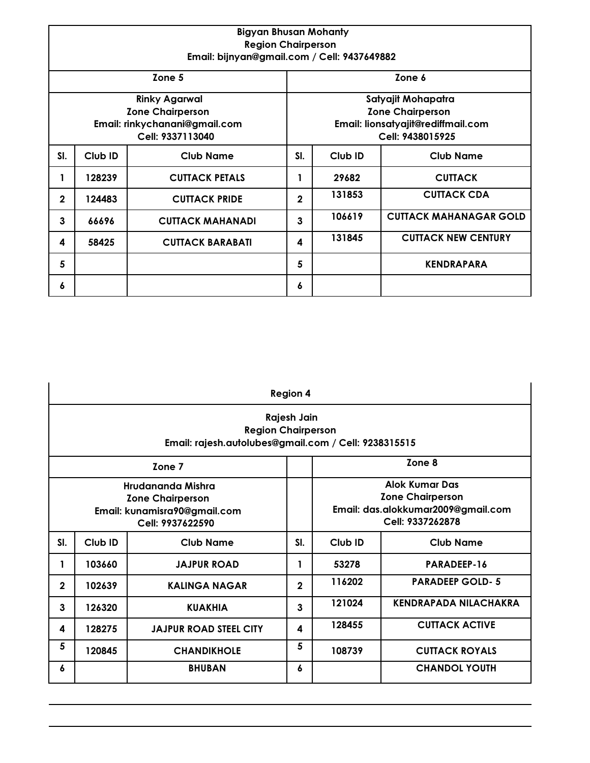| Bigyan Bhusan Mohanty<br>Region Chairperson<br>Email: bijnyan@gmail.com / Cell: 9437649882 | | | | | |
|---|---|---|---|---|---|
| Zone 5 | | | Zone 6 | | |
| Rinky Agarwal<br>Zone Chairperson<br>Email: rinkychanani@gmail.com<br>Cell: 9337113040 | | | Satyajit Mohapatra<br>Zone Chairperson<br>Email: lionsatyajit@rediffmail.com<br>Cell: 9438015925 | | |
| Sl. | Club ID | Club Name | Sl. | Club ID | Club Name |
| 1 | 128239 | CUTTACK PETALS | 1 | 29682 | CUTTACK |
| 2 | 124483 | CUTTACK PRIDE | 2 | 131853 | CUTTACK CDA |
| 3 | 66696 | CUTTACK MAHANADI | 3 | 106619 | CUTTACK MAHANAGAR GOLD |
| 4 | 58425 | CUTTACK BARABATI | 4 | 131845 | CUTTACK NEW CENTURY |
| 5 | | | 5 | | KENDRAPARA |
| 6 | | | 6 | | |

| Region 4 | | | | | |
|---|---|---|---|---|---|
| Rajesh Jain<br>Region Chairperson<br>Email: rajesh.autolubes@gmail.com / Cell: 9238315515 | | | | | |
| Zone 7 | | | | Zone 8 | |
| Hrudananda Mishra<br>Zone Chairperson<br>Email: kunamisra90@gmail.com<br>Cell: 9937622590 | | | | Alok Kumar Das<br>Zone Chairperson<br>Email: das.alokkumar2009@gmail.com<br>Cell: 9337262878 | |
| Sl. | Club ID | Club Name | Sl. | Club ID | Club Name |
| 1 | 103660 | JAJPUR ROAD | 1 | 53278 | PARADEEP-16 |
| 2 | 102639 | KALINGA NAGAR | 2 | 116202 | PARADEEP GOLD- 5 |
| 3 | 126320 | KUAKHIA | 3 | 121024 | KENDRAPADA NILACHAKRA |
| 4 | 128275 | JAJPUR ROAD STEEL CITY | 4 | 128455 | CUTTACK ACTIVE |
| 5 | 120845 | CHANDIKHOLE | 5 | 108739 | CUTTACK ROYALS |
| 6 | | BHUBAN | 6 | | CHANDOL YOUTH |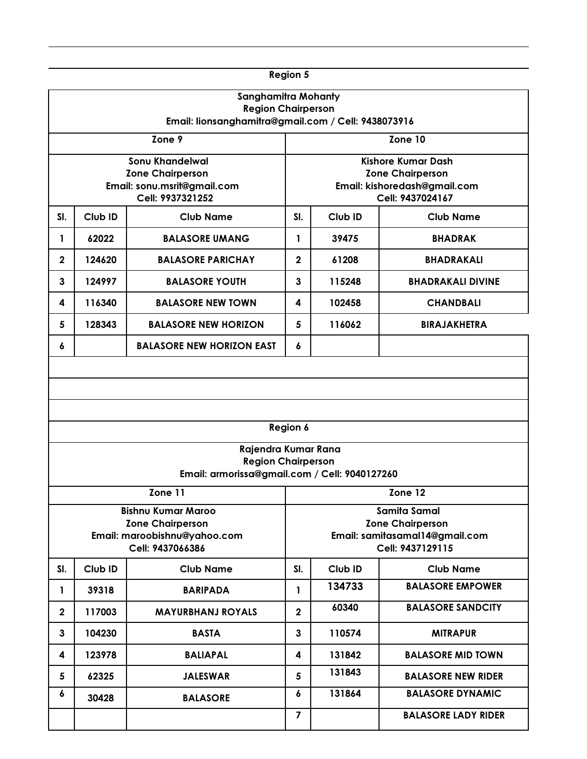## Region 5

**Sanghamitra Mohanty**
**Region Chairperson**
**Email: lionsanghamitra@gmail.com / Cell: 9438073916**

| Zone 9 | | | Zone 10 | | |
|---|---|---|---|---|---|
| Sonu Khandelwal<br>Zone Chairperson<br>Email: sonu.msrit@gmail.com<br>Cell: 9937321252 | | | Kishore Kumar Dash<br>Zone Chairperson<br>Email: kishoredash@gmail.com<br>Cell: 9437024167 | | |
| Sl. | Club ID | Club Name | Sl. | Club ID | Club Name |
| 1 | 62022 | BALASORE UMANG | 1 | 39475 | BHADRAK |
| 2 | 124620 | BALASORE PARICHAY | 2 | 61208 | BHADRAKALI |
| 3 | 124997 | BALASORE YOUTH | 3 | 115248 | BHADRAKALI DIVINE |
| 4 | 116340 | BALASORE NEW TOWN | 4 | 102458 | CHANDBALI |
| 5 | 128343 | BALASORE NEW HORIZON | 5 | 116062 | BIRAJAKHETRA |
| 6 | | BALASORE NEW HORIZON EAST | 6 | | |

## Region 6

**Rajendra Kumar Rana**
**Region Chairperson**
**Email: armorissa@gmail.com / Cell: 9040127260**

| Zone 11 | | | Zone 12 | | |
|---|---|---|---|---|---|
| Bishnu Kumar Maroo<br>Zone Chairperson<br>Email: maroobishnu@yahoo.com<br>Cell: 9437066386 | | | Samita Samal<br>Zone Chairperson<br>Email: samitasamal14@gmail.com<br>Cell: 9437129115 | | |
| Sl. | Club ID | Club Name | Sl. | Club ID | Club Name |
| 1 | 39318 | BARIPADA | 1 | 134733 | BALASORE EMPOWER |
| 2 | 117003 | MAYURBHANJ ROYALS | 2 | 60340 | BALASORE SANDCITY |
| 3 | 104230 | BASTA | 3 | 110574 | MITRAPUR |
| 4 | 123978 | BALIAPAL | 4 | 131842 | BALASORE MID TOWN |
| 5 | 62325 | JALESWAR | 5 | 131843 | BALASORE NEW RIDER |
| 6 | 30428 | BALASORE | 6 | 131864 | BALASORE DYNAMIC |
| | | | 7 | | BALASORE LADY RIDER |